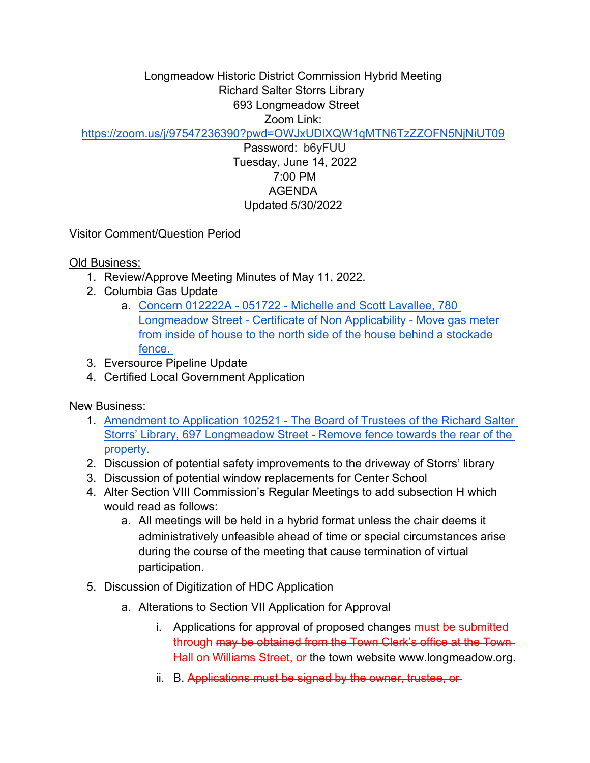Longmeadow Historic District Commission Hybrid Meeting
Richard Salter Storrs Library
693 Longmeadow Street
Zoom Link:
[https://zoom.us/j/97547236390?pwd=OWJxUDlXQW1qMTN6TzZZOFN5NjNiUT09](https://zoom.us/j/97547236390?pwd=OWJxUDlXQW1qMTN6TzZZOFN5NjNiUT09)
Password: b6yFUU
Tuesday, June 14, 2022
7:00 PM
AGENDA
Updated 5/30/2022

Visitor Comment/Question Period

Old Business:

1. Review/Approve Meeting Minutes of May 11, 2022.
2. Columbia Gas Update
   a. Concern 012222A - 051722 - Michelle and Scott Lavallee, 780 Longmeadow Street - Certificate of Non Applicability - Move gas meter from inside of house to the north side of the house behind a stockade fence.
3. Eversource Pipeline Update
4. Certified Local Government Application

New Business:

1. Amendment to Application 102521 - The Board of Trustees of the Richard Salter Storrs' Library, 697 Longmeadow Street - Remove fence towards the rear of the property.
2. Discussion of potential safety improvements to the driveway of Storrs' library
3. Discussion of potential window replacements for Center School
4. Alter Section VIII Commission's Regular Meetings to add subsection H which would read as follows:
   a. All meetings will be held in a hybrid format unless the chair deems it administratively unfeasible ahead of time or special circumstances arise during the course of the meeting that cause termination of virtual participation.
5. Discussion of Digitization of HDC Application
   a. Alterations to Section VII Application for Approval
      i. Applications for approval of proposed changes must be submitted through ~~may be obtained from the Town Clerk's office at the Town Hall on Williams Street, or~~ the town website www.longmeadow.org.
      ii. B. ~~Applications must be signed by the owner, trustee, or~~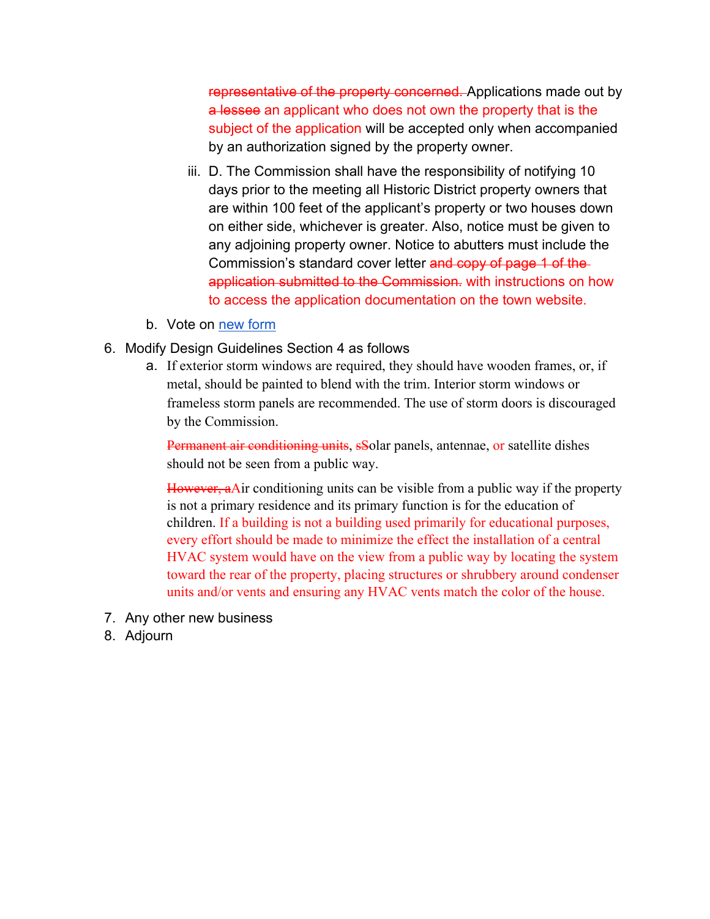~~representative of the property concerned.~~ Applications made out by ~~a lessee~~ an applicant who does not own the property that is the subject of the application will be accepted only when accompanied by an authorization signed by the property owner.

iii. D. The Commission shall have the responsibility of notifying 10 days prior to the meeting all Historic District property owners that are within 100 feet of the applicant's property or two houses down on either side, whichever is greater. Also, notice must be given to any adjoining property owner. Notice to abutters must include the Commission's standard cover letter ~~and copy of page 1 of the application submitted to the Commission.~~ with instructions on how to access the application documentation on the town website.

b. Vote on new form

6. Modify Design Guidelines Section 4 as follows
   a. If exterior storm windows are required, they should have wooden frames, or, if metal, should be painted to blend with the trim. Interior storm windows or frameless storm panels are recommended. The use of storm doors is discouraged by the Commission.

      ~~Permanent air conditioning units~~, ~~s~~Solar panels, antennae, or satellite dishes should not be seen from a public way.

      ~~However, a~~Air conditioning units can be visible from a public way if the property is not a primary residence and its primary function is for the education of children. If a building is not a building used primarily for educational purposes, every effort should be made to minimize the effect the installation of a central HVAC system would have on the view from a public way by locating the system toward the rear of the property, placing structures or shrubbery around condenser units and/or vents and ensuring any HVAC vents match the color of the house.

7. Any other new business
8. Adjourn